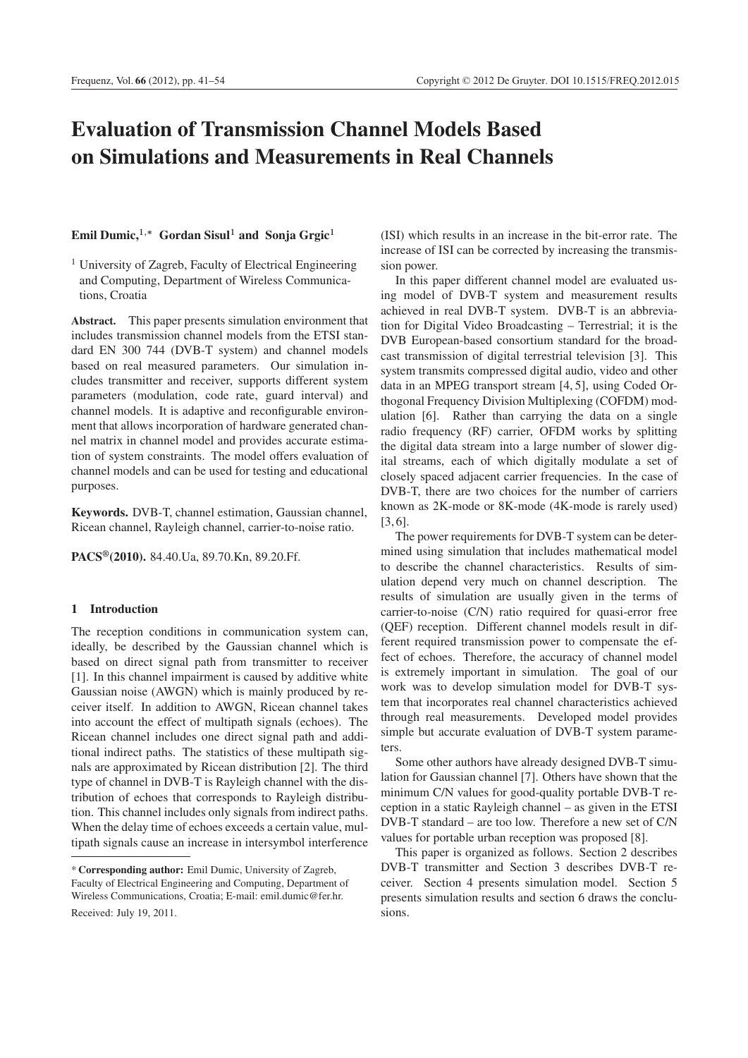# Evaluation of Transmission Channel Models Based on Simulations and Measurements in Real Channels

**Emil Dumic,**[1,*] **Gordan Sisul**[1] **and Sonja Grgic**[1]

[1] University of Zagreb, Faculty of Electrical Engineering and Computing, Department of Wireless Communications, Croatia

**Abstract.** This paper presents simulation environment that includes transmission channel models from the ETSI standard EN 300 744 (DVB-T system) and channel models based on real measured parameters. Our simulation includes transmitter and receiver, supports different system parameters (modulation, code rate, guard interval) and channel models. It is adaptive and reconfigurable environment that allows incorporation of hardware generated channel matrix in channel model and provides accurate estimation of system constraints. The model offers evaluation of channel models and can be used for testing and educational purposes.

**Keywords.** DVB-T, channel estimation, Gaussian channel, Ricean channel, Rayleigh channel, carrier-to-noise ratio.

**PACS®(2010).** 84.40.Ua, 89.70.Kn, 89.20.Ff.

## 1 Introduction

The reception conditions in communication system can, ideally, be described by the Gaussian channel which is based on direct signal path from transmitter to receiver [1]. In this channel impairment is caused by additive white Gaussian noise (AWGN) which is mainly produced by receiver itself. In addition to AWGN, Ricean channel takes into account the effect of multipath signals (echoes). The Ricean channel includes one direct signal path and additional indirect paths. The statistics of these multipath signals are approximated by Ricean distribution [2]. The third type of channel in DVB-T is Rayleigh channel with the distribution of echoes that corresponds to Rayleigh distribution. This channel includes only signals from indirect paths. When the delay time of echoes exceeds a certain value, multipath signals cause an increase in intersymbol interference (ISI) which results in an increase in the bit-error rate. The increase of ISI can be corrected by increasing the transmission power.

In this paper different channel model are evaluated using model of DVB-T system and measurement results achieved in real DVB-T system. DVB-T is an abbreviation for Digital Video Broadcasting – Terrestrial; it is the DVB European-based consortium standard for the broadcast transmission of digital terrestrial television [3]. This system transmits compressed digital audio, video and other data in an MPEG transport stream [4, 5], using Coded Orthogonal Frequency Division Multiplexing (COFDM) modulation [6]. Rather than carrying the data on a single radio frequency (RF) carrier, OFDM works by splitting the digital data stream into a large number of slower digital streams, each of which digitally modulate a set of closely spaced adjacent carrier frequencies. In the case of DVB-T, there are two choices for the number of carriers known as 2K-mode or 8K-mode (4K-mode is rarely used) [3, 6].

The power requirements for DVB-T system can be determined using simulation that includes mathematical model to describe the channel characteristics. Results of simulation depend very much on channel description. The results of simulation are usually given in the terms of carrier-to-noise (C/N) ratio required for quasi-error free (QEF) reception. Different channel models result in different required transmission power to compensate the effect of echoes. Therefore, the accuracy of channel model is extremely important in simulation. The goal of our work was to develop simulation model for DVB-T system that incorporates real channel characteristics achieved through real measurements. Developed model provides simple but accurate evaluation of DVB-T system parameters.

Some other authors have already designed DVB-T simulation for Gaussian channel [7]. Others have shown that the minimum C/N values for good-quality portable DVB-T reception in a static Rayleigh channel – as given in the ETSI DVB-T standard – are too low. Therefore a new set of C/N values for portable urban reception was proposed [8].

This paper is organized as follows. Section 2 describes DVB-T transmitter and Section 3 describes DVB-T receiver. Section 4 presents simulation model. Section 5 presents simulation results and section 6 draws the conclusions.

---

\* **Corresponding author:** Emil Dumic, University of Zagreb, Faculty of Electrical Engineering and Computing, Department of Wireless Communications, Croatia; E-mail: emil.dumic@fer.hr.

Received: July 19, 2011.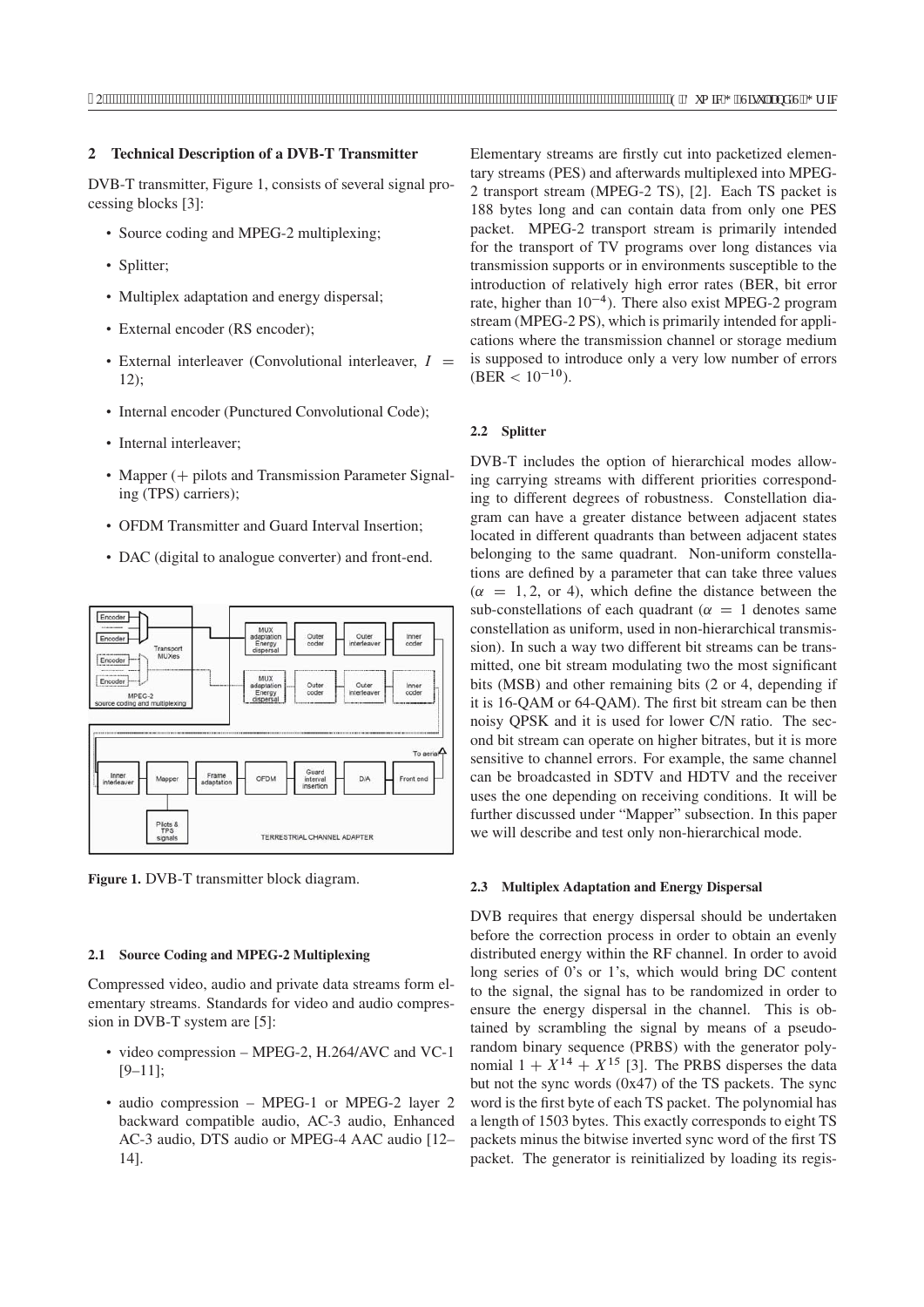## 2 Technical Description of a DVB-T Transmitter

DVB-T transmitter, Figure 1, consists of several signal processing blocks [3]:

- Source coding and MPEG-2 multiplexing;
- Splitter;
- Multiplex adaptation and energy dispersal;
- External encoder (RS encoder);
- External interleaver (Convolutional interleaver, $I = 12$);
- Internal encoder (Punctured Convolutional Code);
- Internal interleaver;
- Mapper (+ pilots and Transmission Parameter Signaling (TPS) carriers);
- OFDM Transmitter and Guard Interval Insertion;
- DAC (digital to analogue converter) and front-end.

**Figure 1.** DVB-T transmitter block diagram.

### 2.1 Source Coding and MPEG-2 Multiplexing

Compressed video, audio and private data streams form elementary streams. Standards for video and audio compression in DVB-T system are [5]:

- video compression – MPEG-2, H.264/AVC and VC-1 [9–11];
- audio compression – MPEG-1 or MPEG-2 layer 2 backward compatible audio, AC-3 audio, Enhanced AC-3 audio, DTS audio or MPEG-4 AAC audio [12–14].

Elementary streams are firstly cut into packetized elementary streams (PES) and afterwards multiplexed into MPEG-2 transport stream (MPEG-2 TS), [2]. Each TS packet is 188 bytes long and can contain data from only one PES packet. MPEG-2 transport stream is primarily intended for the transport of TV programs over long distances via transmission supports or in environments susceptible to the introduction of relatively high error rates (BER, bit error rate, higher than $10^{-4}$). There also exist MPEG-2 program stream (MPEG-2 PS), which is primarily intended for applications where the transmission channel or storage medium is supposed to introduce only a very low number of errors (BER $< 10^{-10}$).

### 2.2 Splitter

DVB-T includes the option of hierarchical modes allowing carrying streams with different priorities corresponding to different degrees of robustness. Constellation diagram can have a greater distance between adjacent states located in different quadrants than between adjacent states belonging to the same quadrant. Non-uniform constellations are defined by a parameter that can take three values ($\alpha = 1, 2$, or 4), which define the distance between the sub-constellations of each quadrant ($\alpha = 1$ denotes same constellation as uniform, used in non-hierarchical transmission). In such a way two different bit streams can be transmitted, one bit stream modulating two the most significant bits (MSB) and other remaining bits (2 or 4, depending if it is 16-QAM or 64-QAM). The first bit stream can be then noisy QPSK and it is used for lower C/N ratio. The second bit stream can operate on higher bitrates, but it is more sensitive to channel errors. For example, the same channel can be broadcasted in SDTV and HDTV and the receiver uses the one depending on receiving conditions. It will be further discussed under "Mapper" subsection. In this paper we will describe and test only non-hierarchical mode.

### 2.3 Multiplex Adaptation and Energy Dispersal

DVB requires that energy dispersal should be undertaken before the correction process in order to obtain an evenly distributed energy within the RF channel. In order to avoid long series of 0's or 1's, which would bring DC content to the signal, the signal has to be randomized in order to ensure the energy dispersal in the channel. This is obtained by scrambling the signal by means of a pseudo-random binary sequence (PRBS) with the generator polynomial $1 + X^{14} + X^{15}$ [3]. The PRBS disperses the data but not the sync words (0x47) of the TS packets. The sync word is the first byte of each TS packet. The polynomial has a length of 1503 bytes. This exactly corresponds to eight TS packets minus the bitwise inverted sync word of the first TS packet. The generator is reinitialized by loading its regis-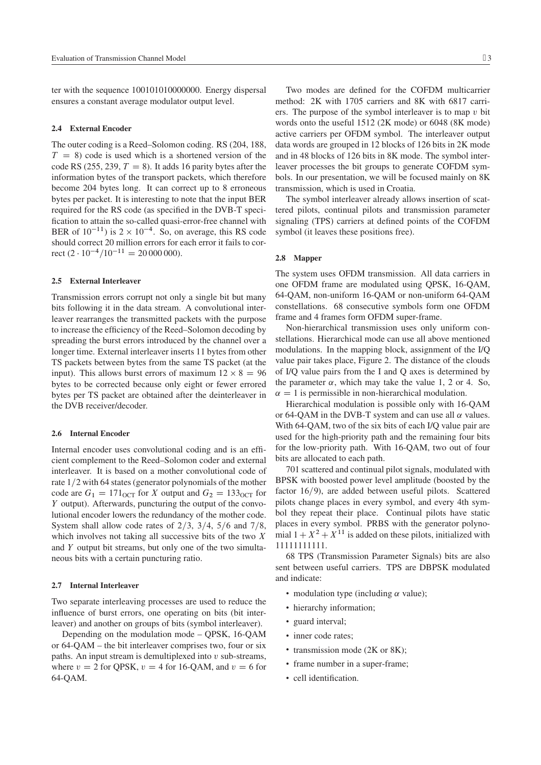ter with the sequence 100101010000000. Energy dispersal ensures a constant average modulator output level.

### 2.4 External Encoder

The outer coding is a Reed–Solomon coding. RS (204, 188, $T = 8$) code is used which is a shortened version of the code RS (255, 239, $T = 8$). It adds 16 parity bytes after the information bytes of the transport packets, which therefore become 204 bytes long. It can correct up to 8 erroneous bytes per packet. It is interesting to note that the input BER required for the RS code (as specified in the DVB-T specification to attain the so-called quasi-error-free channel with BER of $10^{-11}$) is $2 \times 10^{-4}$. So, on average, this RS code should correct 20 million errors for each error it fails to correct ($2 \cdot 10^{-4}/10^{-11} = 20\,000\,000$).

### 2.5 External Interleaver

Transmission errors corrupt not only a single bit but many bits following it in the data stream. A convolutional interleaver rearranges the transmitted packets with the purpose to increase the efficiency of the Reed–Solomon decoding by spreading the burst errors introduced by the channel over a longer time. External interleaver inserts 11 bytes from other TS packets between bytes from the same TS packet (at the input). This allows burst errors of maximum $12 \times 8 = 96$ bytes to be corrected because only eight or fewer errored bytes per TS packet are obtained after the deinterleaver in the DVB receiver/decoder.

### 2.6 Internal Encoder

Internal encoder uses convolutional coding and is an efficient complement to the Reed–Solomon coder and external interleaver. It is based on a mother convolutional code of rate $1/2$ with 64 states (generator polynomials of the mother code are $G_1 = 171_{\mathrm{OCT}}$ for $X$ output and $G_2 = 133_{\mathrm{OCT}}$ for $Y$ output). Afterwards, puncturing the output of the convolutional encoder lowers the redundancy of the mother code. System shall allow code rates of $2/3$, $3/4$, $5/6$ and $7/8$, which involves not taking all successive bits of the two $X$ and $Y$ output bit streams, but only one of the two simultaneous bits with a certain puncturing ratio.

### 2.7 Internal Interleaver

Two separate interleaving processes are used to reduce the influence of burst errors, one operating on bits (bit interleaver) and another on groups of bits (symbol interleaver).

Depending on the modulation mode – QPSK, 16-QAM or 64-QAM – the bit interleaver comprises two, four or six paths. An input stream is demultiplexed into $v$ sub-streams, where $v = 2$ for QPSK, $v = 4$ for 16-QAM, and $v = 6$ for 64-QAM.

Two modes are defined for the COFDM multicarrier method: 2K with 1705 carriers and 8K with 6817 carriers. The purpose of the symbol interleaver is to map $v$ bit words onto the useful 1512 (2K mode) or 6048 (8K mode) active carriers per OFDM symbol. The interleaver output data words are grouped in 12 blocks of 126 bits in 2K mode and in 48 blocks of 126 bits in 8K mode. The symbol interleaver processes the bit groups to generate COFDM symbols. In our presentation, we will be focused mainly on 8K transmission, which is used in Croatia.

The symbol interleaver already allows insertion of scattered pilots, continual pilots and transmission parameter signaling (TPS) carriers at defined points of the COFDM symbol (it leaves these positions free).

### 2.8 Mapper

The system uses OFDM transmission. All data carriers in one OFDM frame are modulated using QPSK, 16-QAM, 64-QAM, non-uniform 16-QAM or non-uniform 64-QAM constellations. 68 consecutive symbols form one OFDM frame and 4 frames form OFDM super-frame.

Non-hierarchical transmission uses only uniform constellations. Hierarchical mode can use all above mentioned modulations. In the mapping block, assignment of the I/Q value pair takes place, Figure 2. The distance of the clouds of I/Q value pairs from the I and Q axes is determined by the parameter $\alpha$, which may take the value 1, 2 or 4. So, $\alpha = 1$ is permissible in non-hierarchical modulation.

Hierarchical modulation is possible only with 16-QAM or 64-QAM in the DVB-T system and can use all $\alpha$ values. With 64-QAM, two of the six bits of each I/Q value pair are used for the high-priority path and the remaining four bits for the low-priority path. With 16-QAM, two out of four bits are allocated to each path.

701 scattered and continual pilot signals, modulated with BPSK with boosted power level amplitude (boosted by the factor $16/9$), are added between useful pilots. Scattered pilots change places in every symbol, and every 4th symbol they repeat their place. Continual pilots have static places in every symbol. PRBS with the generator polynomial $1 + X^2 + X^{11}$ is added on these pilots, initialized with 11111111111.

68 TPS (Transmission Parameter Signals) bits are also sent between useful carriers. TPS are DBPSK modulated and indicate:

- modulation type (including $\alpha$ value);
- hierarchy information;
- guard interval;
- inner code rates;
- transmission mode (2K or 8K);
- frame number in a super-frame;
- cell identification.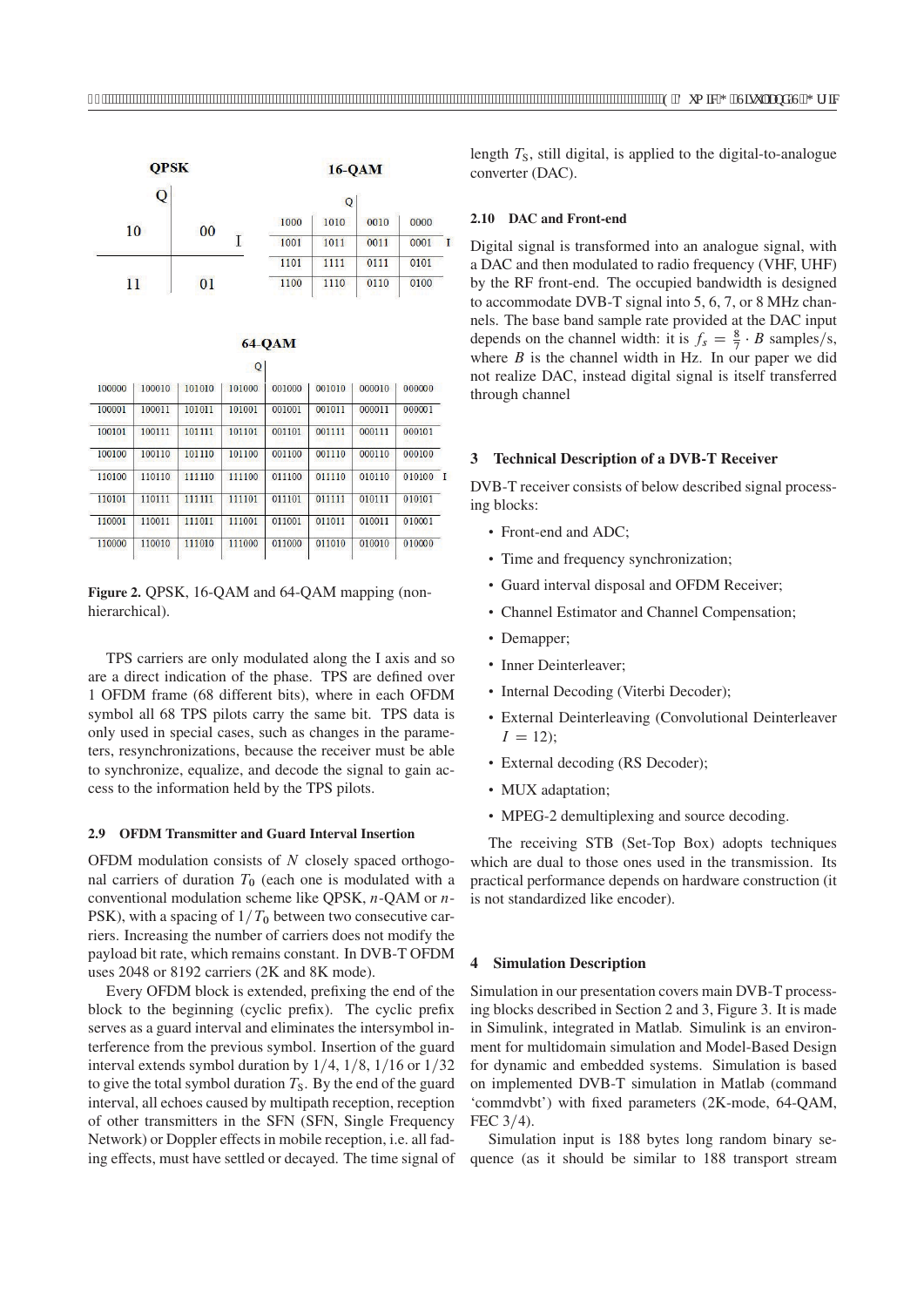**QPSK**

| | Q | |
|---|---|---|
| 10 | 00 | I |
| 11 | 01 | |

**16-QAM**

| 1000 | 1010 | 0010 | 0000 | |
|---|---|---|---|---|
| 1001 | 1011 | 0011 | 0001 | I |
| 1101 | 1111 | 0111 | 0101 | |
| 1100 | 1110 | 0110 | 0100 | |

**64-QAM**

| 100000 | 100010 | 101010 | 101000 | 001000 | 001010 | 000010 | 000000 | |
|---|---|---|---|---|---|---|---|---|
| 100001 | 100011 | 101011 | 101001 | 001001 | 001011 | 000011 | 000001 | |
| 100101 | 100111 | 101111 | 101101 | 001101 | 001111 | 000111 | 000101 | |
| 100100 | 100110 | 101110 | 101100 | 001100 | 001110 | 000110 | 000100 | |
| 110100 | 110110 | 111110 | 111100 | 011100 | 011110 | 010110 | 010100 | I |
| 110101 | 110111 | 111111 | 111101 | 011101 | 011111 | 010111 | 010101 | |
| 110001 | 110011 | 111011 | 111001 | 011001 | 011011 | 010011 | 010001 | |
| 110000 | 110010 | 111010 | 111000 | 011000 | 011010 | 010010 | 010000 | |

**Figure 2.** QPSK, 16-QAM and 64-QAM mapping (non-hierarchical).

TPS carriers are only modulated along the I axis and so are a direct indication of the phase. TPS are defined over 1 OFDM frame (68 different bits), where in each OFDM symbol all 68 TPS pilots carry the same bit. TPS data is only used in special cases, such as changes in the parameters, resynchronizations, because the receiver must be able to synchronize, equalize, and decode the signal to gain access to the information held by the TPS pilots.

### 2.9 OFDM Transmitter and Guard Interval Insertion

OFDM modulation consists of $N$ closely spaced orthogonal carriers of duration $T_0$ (each one is modulated with a conventional modulation scheme like QPSK, $n$-QAM or $n$-PSK), with a spacing of $1/T_0$ between two consecutive carriers. Increasing the number of carriers does not modify the payload bit rate, which remains constant. In DVB-T OFDM uses 2048 or 8192 carriers (2K and 8K mode).

Every OFDM block is extended, prefixing the end of the block to the beginning (cyclic prefix). The cyclic prefix serves as a guard interval and eliminates the intersymbol interference from the previous symbol. Insertion of the guard interval extends symbol duration by $1/4$, $1/8$, $1/16$ or $1/32$ to give the total symbol duration $T_S$. By the end of the guard interval, all echoes caused by multipath reception, reception of other transmitters in the SFN (SFN, Single Frequency Network) or Doppler effects in mobile reception, i.e. all fading effects, must have settled or decayed. The time signal of length $T_S$, still digital, is applied to the digital-to-analogue converter (DAC).

### 2.10 DAC and Front-end

Digital signal is transformed into an analogue signal, with a DAC and then modulated to radio frequency (VHF, UHF) by the RF front-end. The occupied bandwidth is designed to accommodate DVB-T signal into 5, 6, 7, or 8 MHz channels. The base band sample rate provided at the DAC input depends on the channel width: it is $f_s = \frac{8}{7} \cdot B$ samples/s, where $B$ is the channel width in Hz. In our paper we did not realize DAC, instead digital signal is itself transferred through channel

## 3 Technical Description of a DVB-T Receiver

DVB-T receiver consists of below described signal processing blocks:

- Front-end and ADC;
- Time and frequency synchronization;
- Guard interval disposal and OFDM Receiver;
- Channel Estimator and Channel Compensation;
- Demapper;
- Inner Deinterleaver;
- Internal Decoding (Viterbi Decoder);
- External Deinterleaving (Convolutional Deinterleaver $I = 12$);
- External decoding (RS Decoder);
- MUX adaptation;
- MPEG-2 demultiplexing and source decoding.

The receiving STB (Set-Top Box) adopts techniques which are dual to those ones used in the transmission. Its practical performance depends on hardware construction (it is not standardized like encoder).

## 4 Simulation Description

Simulation in our presentation covers main DVB-T processing blocks described in Section 2 and 3, Figure 3. It is made in Simulink, integrated in Matlab. Simulink is an environment for multidomain simulation and Model-Based Design for dynamic and embedded systems. Simulation is based on implemented DVB-T simulation in Matlab (command 'commdvbt') with fixed parameters (2K-mode, 64-QAM, FEC 3/4).

Simulation input is 188 bytes long random binary sequence (as it should be similar to 188 transport stream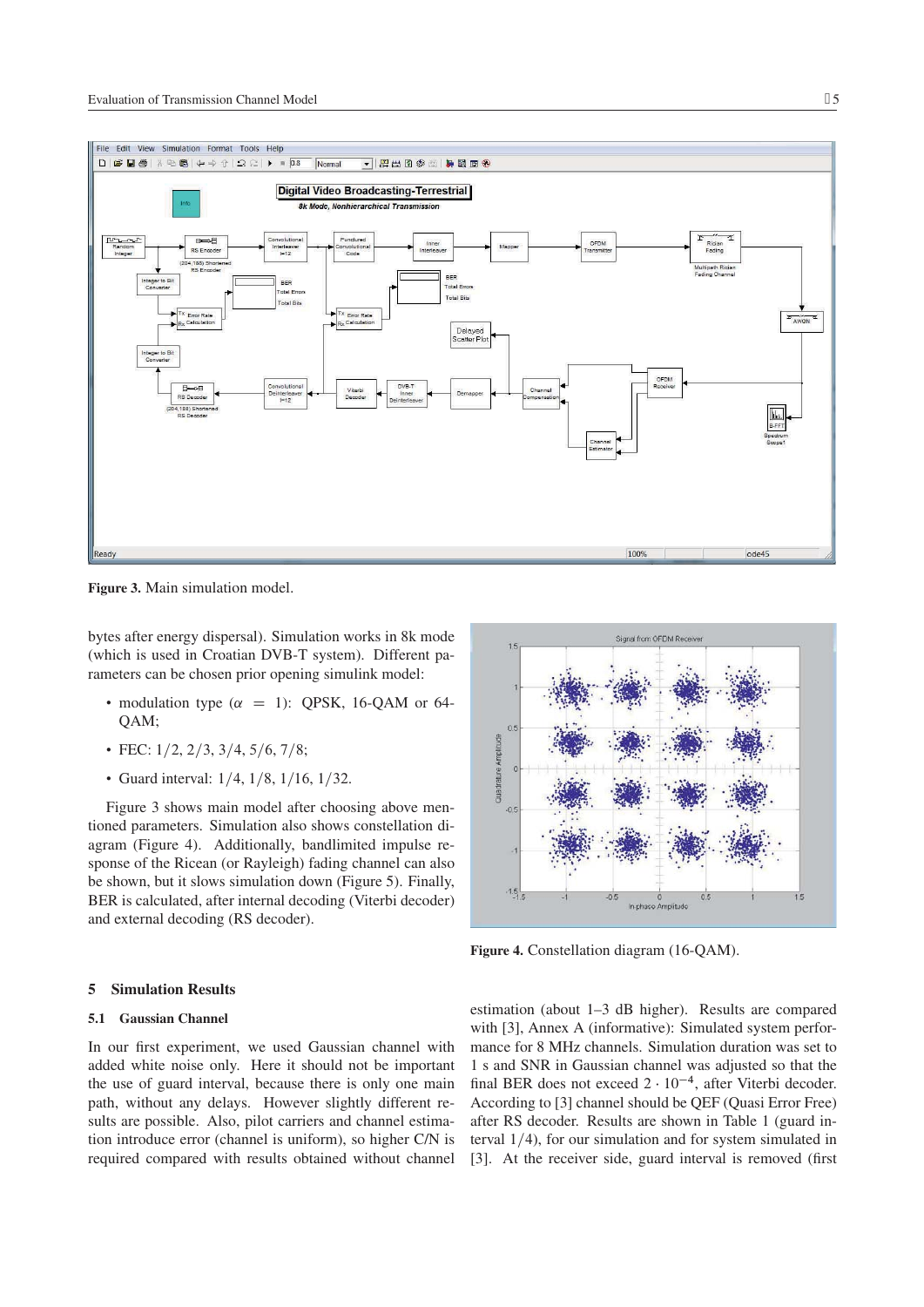Figure 3. Main simulation model.

bytes after energy dispersal). Simulation works in 8k mode (which is used in Croatian DVB-T system). Different parameters can be chosen prior opening simulink model:

- modulation type ($\alpha = 1$): QPSK, 16-QAM or 64-QAM;
- FEC: 1/2, 2/3, 3/4, 5/6, 7/8;
- Guard interval: 1/4, 1/8, 1/16, 1/32.

Figure 3 shows main model after choosing above mentioned parameters. Simulation also shows constellation diagram (Figure 4). Additionally, bandlimited impulse response of the Ricean (or Rayleigh) fading channel can also be shown, but it slows simulation down (Figure 5). Finally, BER is calculated, after internal decoding (Viterbi decoder) and external decoding (RS decoder).

Figure 4. Constellation diagram (16-QAM).

## 5 Simulation Results

### 5.1 Gaussian Channel

In our first experiment, we used Gaussian channel with added white noise only. Here it should not be important the use of guard interval, because there is only one main path, without any delays. However slightly different results are possible. Also, pilot carriers and channel estimation introduce error (channel is uniform), so higher C/N is required compared with results obtained without channel estimation (about 1–3 dB higher). Results are compared with [3], Annex A (informative): Simulated system performance for 8 MHz channels. Simulation duration was set to 1 s and SNR in Gaussian channel was adjusted so that the final BER does not exceed $2 \cdot 10^{-4}$, after Viterbi decoder. According to [3] channel should be QEF (Quasi Error Free) after RS decoder. Results are shown in Table 1 (guard interval 1/4), for our simulation and for system simulated in [3]. At the receiver side, guard interval is removed (first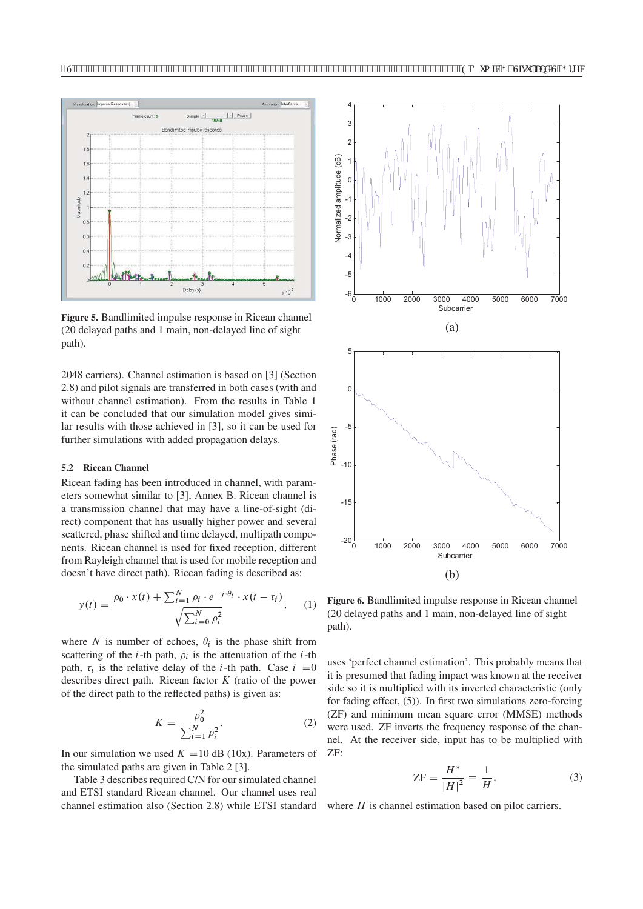**Figure 5.** Bandlimited impulse response in Ricean channel (20 delayed paths and 1 main, non-delayed line of sight path).

2048 carriers). Channel estimation is based on [3] (Section 2.8) and pilot signals are transferred in both cases (with and without channel estimation). From the results in Table 1 it can be concluded that our simulation model gives similar results with those achieved in [3], so it can be used for further simulations with added propagation delays.

### 5.2 Ricean Channel

Ricean fading has been introduced in channel, with parameters somewhat similar to [3], Annex B. Ricean channel is a transmission channel that may have a line-of-sight (direct) component that has usually higher power and several scattered, phase shifted and time delayed, multipath components. Ricean channel is used for fixed reception, different from Rayleigh channel that is used for mobile reception and doesn't have direct path). Ricean fading is described as:

$$y(t) = \frac{\rho_0 \cdot x(t) + \sum_{i=1}^{N} \rho_i \cdot e^{-j \cdot \theta_i} \cdot x(t - \tau_i)}{\sqrt{\sum_{i=0}^{N} \rho_i^2}}, \quad (1)$$

where $N$ is number of echoes, $\theta_i$ is the phase shift from scattering of the $i$-th path, $\rho_i$ is the attenuation of the $i$-th path, $\tau_i$ is the relative delay of the $i$-th path. Case $i = 0$ describes direct path. Ricean factor $K$ (ratio of the power of the direct path to the reflected paths) is given as:

$$K = \frac{\rho_0^2}{\sum_{i=1}^{N} \rho_i^2}. \quad (2)$$

In our simulation we used $K = 10$ dB (10x). Parameters of the simulated paths are given in Table 2 [3].

Table 3 describes required C/N for our simulated channel and ETSI standard Ricean channel. Our channel uses real channel estimation also (Section 2.8) while ETSI standard uses 'perfect channel estimation'. This probably means that it is presumed that fading impact was known at the receiver side so it is multiplied with its inverted characteristic (only for fading effect, (5)). In first two simulations zero-forcing (ZF) and minimum mean square error (MMSE) methods were used. ZF inverts the frequency response of the channel. At the receiver side, input has to be multiplied with ZF:

$$\text{ZF} = \frac{H^*}{|H|^2} = \frac{1}{H}, \quad (3)$$

where $H$ is channel estimation based on pilot carriers.

**Figure 6.** Bandlimited impulse response in Ricean channel (20 delayed paths and 1 main, non-delayed line of sight path).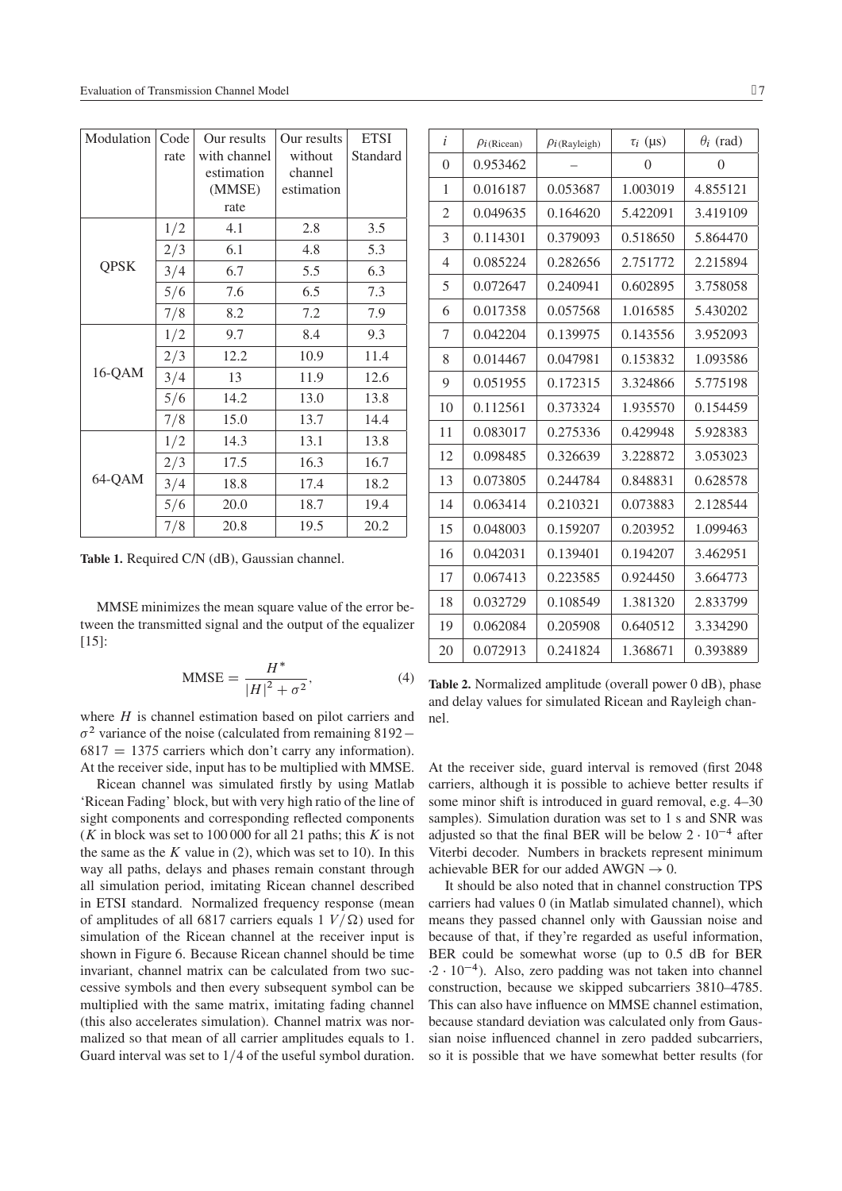| Modulation | Code rate | Our results with channel estimation (MMSE) rate | Our results without channel estimation | ETSI Standard |
|---|---|---|---|---|
| QPSK | 1/2 | 4.1 | 2.8 | 3.5 |
| | 2/3 | 6.1 | 4.8 | 5.3 |
| | 3/4 | 6.7 | 5.5 | 6.3 |
| | 5/6 | 7.6 | 6.5 | 7.3 |
| | 7/8 | 8.2 | 7.2 | 7.9 |
| 16-QAM | 1/2 | 9.7 | 8.4 | 9.3 |
| | 2/3 | 12.2 | 10.9 | 11.4 |
| | 3/4 | 13 | 11.9 | 12.6 |
| | 5/6 | 14.2 | 13.0 | 13.8 |
| | 7/8 | 15.0 | 13.7 | 14.4 |
| 64-QAM | 1/2 | 14.3 | 13.1 | 13.8 |
| | 2/3 | 17.5 | 16.3 | 16.7 |
| | 3/4 | 18.8 | 17.4 | 18.2 |
| | 5/6 | 20.0 | 18.7 | 19.4 |
| | 7/8 | 20.8 | 19.5 | 20.2 |

**Table 1.** Required C/N (dB), Gaussian channel.

MMSE minimizes the mean square value of the error between the transmitted signal and the output of the equalizer [15]:

$$\mathrm{MMSE} = \frac{H^*}{|H|^2 + \sigma^2}, \tag{4}$$

where $H$ is channel estimation based on pilot carriers and $\sigma^2$ variance of the noise (calculated from remaining $8192 - 6817 = 1375$ carriers which don't carry any information). At the receiver side, input has to be multiplied with MMSE.

Ricean channel was simulated firstly by using Matlab 'Ricean Fading' block, but with very high ratio of the line of sight components and corresponding reflected components ($K$ in block was set to 100 000 for all 21 paths; this $K$ is not the same as the $K$ value in (2), which was set to 10). In this way all paths, delays and phases remain constant through all simulation period, imitating Ricean channel described in ETSI standard. Normalized frequency response (mean of amplitudes of all 6817 carriers equals 1 $V/\Omega$) used for simulation of the Ricean channel at the receiver input is shown in Figure 6. Because Ricean channel should be time invariant, channel matrix can be calculated from two successive symbols and then every subsequent symbol can be multiplied with the same matrix, imitating fading channel (this also accelerates simulation). Channel matrix was normalized so that mean of all carrier amplitudes equals to 1. Guard interval was set to 1/4 of the useful symbol duration.

| $i$ | $\rho_{i\,(\mathrm{Ricean})}$ | $\rho_{i\,(\mathrm{Rayleigh})}$ | $\tau_i$ (μs) | $\theta_i$ (rad) |
|---|---|---|---|---|
| 0 | 0.953462 | – | 0 | 0 |
| 1 | 0.016187 | 0.053687 | 1.003019 | 4.855121 |
| 2 | 0.049635 | 0.164620 | 5.422091 | 3.419109 |
| 3 | 0.114301 | 0.379093 | 0.518650 | 5.864470 |
| 4 | 0.085224 | 0.282656 | 2.751772 | 2.215894 |
| 5 | 0.072647 | 0.240941 | 0.602895 | 3.758058 |
| 6 | 0.017358 | 0.057568 | 1.016585 | 5.430202 |
| 7 | 0.042204 | 0.139975 | 0.143556 | 3.952093 |
| 8 | 0.014467 | 0.047981 | 0.153832 | 1.093586 |
| 9 | 0.051955 | 0.172315 | 3.324866 | 5.775198 |
| 10 | 0.112561 | 0.373324 | 1.935570 | 0.154459 |
| 11 | 0.083017 | 0.275336 | 0.429948 | 5.928383 |
| 12 | 0.098485 | 0.326639 | 3.228872 | 3.053023 |
| 13 | 0.073805 | 0.244784 | 0.848831 | 0.628578 |
| 14 | 0.063414 | 0.210321 | 0.073883 | 2.128544 |
| 15 | 0.048003 | 0.159207 | 0.203952 | 1.099463 |
| 16 | 0.042031 | 0.139401 | 0.194207 | 3.462951 |
| 17 | 0.067413 | 0.223585 | 0.924450 | 3.664773 |
| 18 | 0.032729 | 0.108549 | 1.381320 | 2.833799 |
| 19 | 0.062084 | 0.205908 | 0.640512 | 3.334290 |
| 20 | 0.072913 | 0.241824 | 1.368671 | 0.393889 |

**Table 2.** Normalized amplitude (overall power 0 dB), phase and delay values for simulated Ricean and Rayleigh channel.

At the receiver side, guard interval is removed (first 2048 carriers, although it is possible to achieve better results if some minor shift is introduced in guard removal, e.g. 4–30 samples). Simulation duration was set to 1 s and SNR was adjusted so that the final BER will be below $2 \cdot 10^{-4}$ after Viterbi decoder. Numbers in brackets represent minimum achievable BER for our added AWGN $\rightarrow 0$.

It should be also noted that in channel construction TPS carriers had values 0 (in Matlab simulated channel), which means they passed channel only with Gaussian noise and because of that, if they're regarded as useful information, BER could be somewhat worse (up to 0.5 dB for BER $\cdot 2 \cdot 10^{-4}$). Also, zero padding was not taken into channel construction, because we skipped subcarriers 3810–4785. This can also have influence on MMSE channel estimation, because standard deviation was calculated only from Gaussian noise influenced channel in zero padded subcarriers, so it is possible that we have somewhat better results (for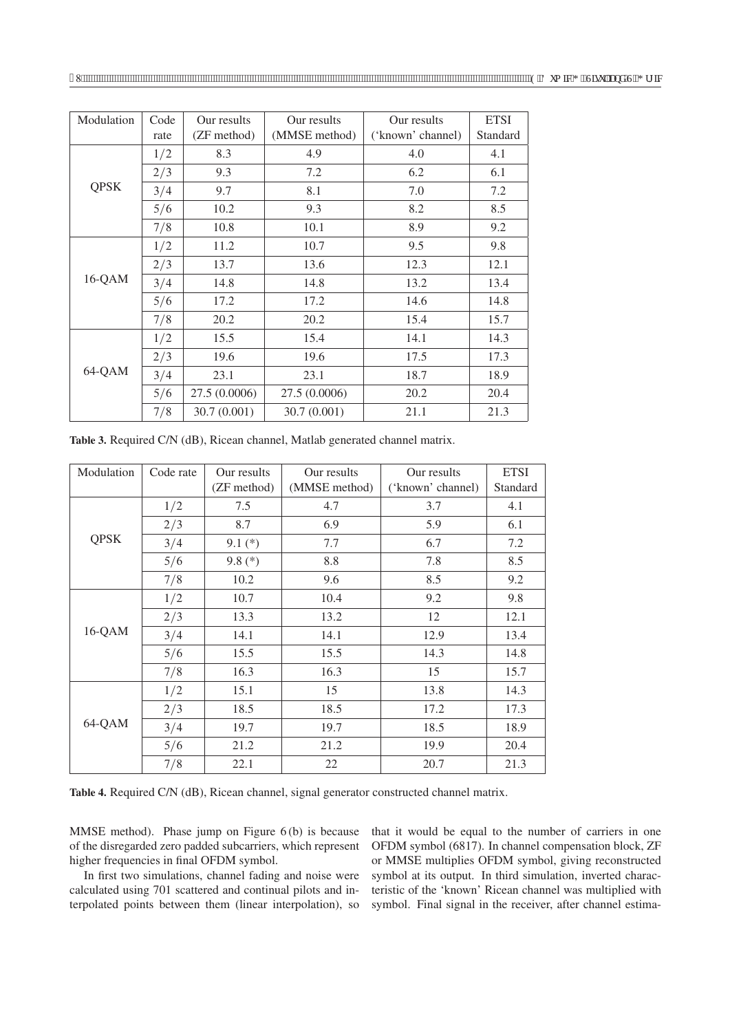| Modulation | Code rate | Our results (ZF method) | Our results (MMSE method) | Our results ('known' channel) | ETSI Standard |
|---|---|---|---|---|---|
| QPSK | 1/2 | 8.3 | 4.9 | 4.0 | 4.1 |
| | 2/3 | 9.3 | 7.2 | 6.2 | 6.1 |
| | 3/4 | 9.7 | 8.1 | 7.0 | 7.2 |
| | 5/6 | 10.2 | 9.3 | 8.2 | 8.5 |
| | 7/8 | 10.8 | 10.1 | 8.9 | 9.2 |
| 16-QAM | 1/2 | 11.2 | 10.7 | 9.5 | 9.8 |
| | 2/3 | 13.7 | 13.6 | 12.3 | 12.1 |
| | 3/4 | 14.8 | 14.8 | 13.2 | 13.4 |
| | 5/6 | 17.2 | 17.2 | 14.6 | 14.8 |
| | 7/8 | 20.2 | 20.2 | 15.4 | 15.7 |
| 64-QAM | 1/2 | 15.5 | 15.4 | 14.1 | 14.3 |
| | 2/3 | 19.6 | 19.6 | 17.5 | 17.3 |
| | 3/4 | 23.1 | 23.1 | 18.7 | 18.9 |
| | 5/6 | 27.5 (0.0006) | 27.5 (0.0006) | 20.2 | 20.4 |
| | 7/8 | 30.7 (0.001) | 30.7 (0.001) | 21.1 | 21.3 |

**Table 3.** Required C/N (dB), Ricean channel, Matlab generated channel matrix.

| Modulation | Code rate | Our results (ZF method) | Our results (MMSE method) | Our results ('known' channel) | ETSI Standard |
|---|---|---|---|---|---|
| QPSK | 1/2 | 7.5 | 4.7 | 3.7 | 4.1 |
| | 2/3 | 8.7 | 6.9 | 5.9 | 6.1 |
| | 3/4 | 9.1 (*) | 7.7 | 6.7 | 7.2 |
| | 5/6 | 9.8 (*) | 8.8 | 7.8 | 8.5 |
| | 7/8 | 10.2 | 9.6 | 8.5 | 9.2 |
| 16-QAM | 1/2 | 10.7 | 10.4 | 9.2 | 9.8 |
| | 2/3 | 13.3 | 13.2 | 12 | 12.1 |
| | 3/4 | 14.1 | 14.1 | 12.9 | 13.4 |
| | 5/6 | 15.5 | 15.5 | 14.3 | 14.8 |
| | 7/8 | 16.3 | 16.3 | 15 | 15.7 |
| 64-QAM | 1/2 | 15.1 | 15 | 13.8 | 14.3 |
| | 2/3 | 18.5 | 18.5 | 17.2 | 17.3 |
| | 3/4 | 19.7 | 19.7 | 18.5 | 18.9 |
| | 5/6 | 21.2 | 21.2 | 19.9 | 20.4 |
| | 7/8 | 22.1 | 22 | 20.7 | 21.3 |

**Table 4.** Required C/N (dB), Ricean channel, signal generator constructed channel matrix.

MMSE method). Phase jump on Figure 6 (b) is because of the disregarded zero padded subcarriers, which represent higher frequencies in final OFDM symbol.

In first two simulations, channel fading and noise were calculated using 701 scattered and continual pilots and interpolated points between them (linear interpolation), so that it would be equal to the number of carriers in one OFDM symbol (6817). In channel compensation block, ZF or MMSE multiplies OFDM symbol, giving reconstructed symbol at its output. In third simulation, inverted characteristic of the 'known' Ricean channel was multiplied with symbol. Final signal in the receiver, after channel estima-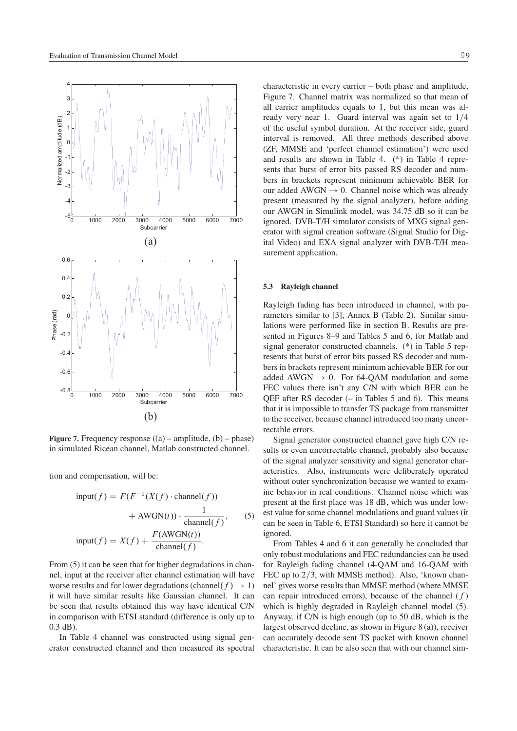**Figure 7.** Frequency response ((a) – amplitude, (b) – phase) in simulated Ricean channel, Matlab constructed channel.

tion and compensation, will be:

$$\begin{aligned}\text{input}(f) &= F(F^{-1}(X(f)\cdot\text{channel}(f)) \\ &\quad + \text{AWGN}(t))\cdot\frac{1}{\text{channel}(f)}, \\ \text{input}(f) &= X(f) + \frac{F(\text{AWGN}(t))}{\text{channel}(f)}.\end{aligned} \tag{5}$$

From (5) it can be seen that for higher degradations in channel, input at the receiver after channel estimation will have worse results and for lower degradations ($\text{channel}(f) \to 1$) it will have similar results like Gaussian channel. It can be seen that results obtained this way have identical C/N in comparison with ETSI standard (difference is only up to 0.3 dB).

In Table 4 channel was constructed using signal generator constructed channel and then measured its spectral characteristic in every carrier – both phase and amplitude, Figure 7. Channel matrix was normalized so that mean of all carrier amplitudes equals to 1, but this mean was already very near 1. Guard interval was again set to $1/4$ of the useful symbol duration. At the receiver side, guard interval is removed. All three methods described above (ZF, MMSE and 'perfect channel estimation') were used and results are shown in Table 4. (*) in Table 4 represents that burst of error bits passed RS decoder and numbers in brackets represent minimum achievable BER for our added AWGN $\to 0$. Channel noise which was already present (measured by the signal analyzer), before adding our AWGN in Simulink model, was 34.75 dB so it can be ignored. DVB-T/H simulator consists of MXG signal generator with signal creation software (Signal Studio for Digital Video) and EXA signal analyzer with DVB-T/H measurement application.

### 5.3 Rayleigh channel

Rayleigh fading has been introduced in channel, with parameters similar to [3], Annex B (Table 2). Similar simulations were performed like in section B. Results are presented in Figures 8–9 and Tables 5 and 6, for Matlab and signal generator constructed channels. (*) in Table 5 represents that burst of error bits passed RS decoder and numbers in brackets represent minimum achievable BER for our added AWGN $\to 0$. For 64-QAM modulation and some FEC values there isn't any C/N with which BER can be QEF after RS decoder (– in Tables 5 and 6). This means that it is impossible to transfer TS package from transmitter to the receiver, because channel introduced too many uncorrectable errors.

Signal generator constructed channel gave high C/N results or even uncorrectable channel, probably also because of the signal analyzer sensitivity and signal generator characteristics. Also, instruments were deliberately operated without outer synchronization because we wanted to examine behavior in real conditions. Channel noise which was present at the first place was 18 dB, which was under lowest value for some channel modulations and guard values (it can be seen in Table 6, ETSI Standard) so here it cannot be ignored.

From Tables 4 and 6 it can generally be concluded that only robust modulations and FEC redundancies can be used for Rayleigh fading channel (4-QAM and 16-QAM with FEC up to $2/3$, with MMSE method). Also, 'known channel' gives worse results than MMSE method (where MMSE can repair introduced errors), because of the channel $(f)$ which is highly degraded in Rayleigh channel model (5). Anyway, if C/N is high enough (up to 50 dB, which is the largest observed decline, as shown in Figure 8 (a)), receiver can accurately decode sent TS packet with known channel characteristic. It can be also seen that with our channel sim-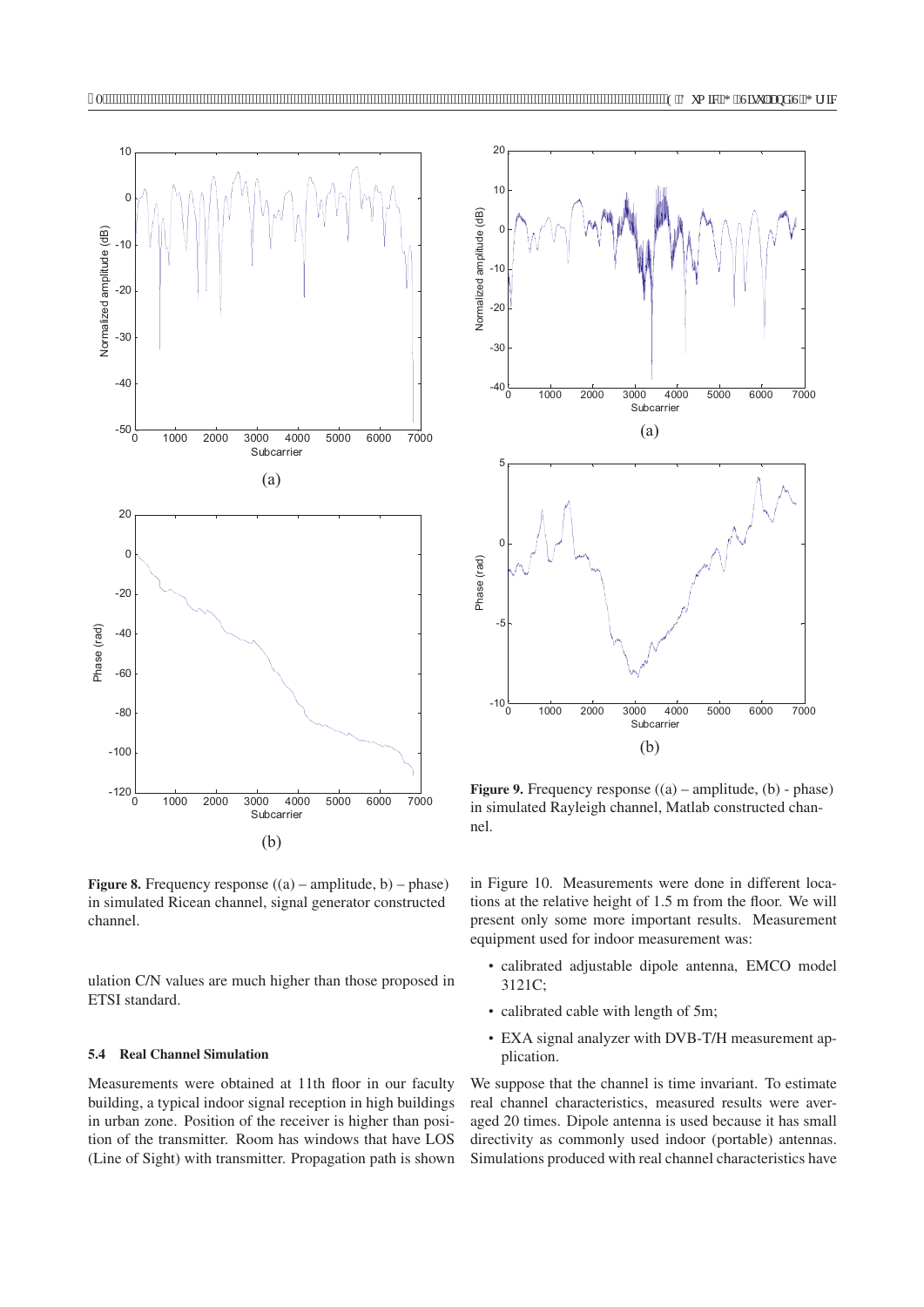**Figure 8.** Frequency response ((a) – amplitude, b) – phase) in simulated Ricean channel, signal generator constructed channel.

**Figure 9.** Frequency response ((a) – amplitude, (b) - phase) in simulated Rayleigh channel, Matlab constructed channel.

ulation C/N values are much higher than those proposed in ETSI standard.

### 5.4 Real Channel Simulation

Measurements were obtained at 11th floor in our faculty building, a typical indoor signal reception in high buildings in urban zone. Position of the receiver is higher than position of the transmitter. Room has windows that have LOS (Line of Sight) with transmitter. Propagation path is shown in Figure 10. Measurements were done in different locations at the relative height of 1.5 m from the floor. We will present only some more important results. Measurement equipment used for indoor measurement was:

- calibrated adjustable dipole antenna, EMCO model 3121C;
- calibrated cable with length of 5m;
- EXA signal analyzer with DVB-T/H measurement application.

We suppose that the channel is time invariant. To estimate real channel characteristics, measured results were averaged 20 times. Dipole antenna is used because it has small directivity as commonly used indoor (portable) antennas. Simulations produced with real channel characteristics have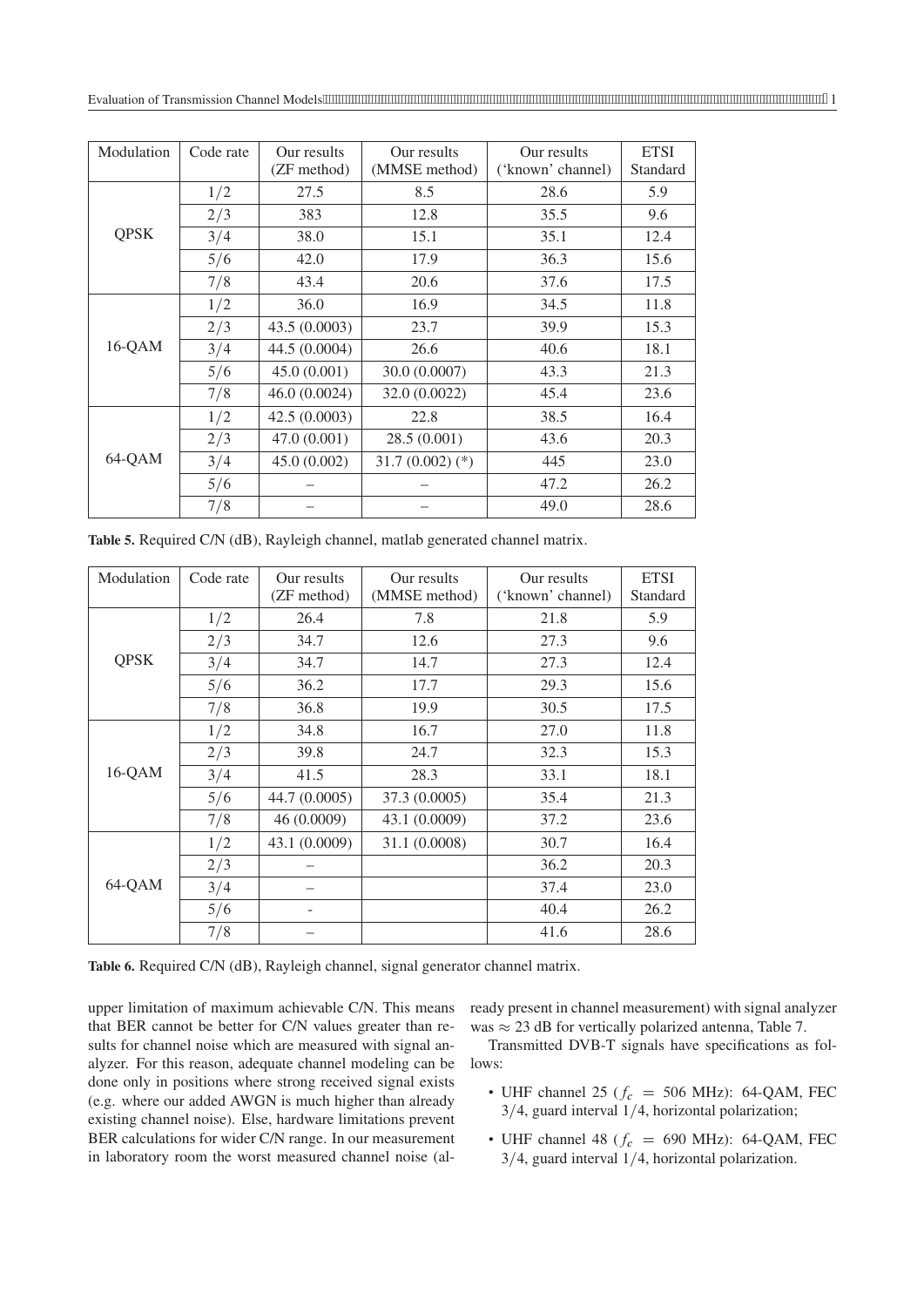| Modulation | Code rate | Our results (ZF method) | Our results (MMSE method) | Our results ('known' channel) | ETSI Standard |
|---|---|---|---|---|---|
| QPSK | 1/2 | 27.5 | 8.5 | 28.6 | 5.9 |
| | 2/3 | 383 | 12.8 | 35.5 | 9.6 |
| | 3/4 | 38.0 | 15.1 | 35.1 | 12.4 |
| | 5/6 | 42.0 | 17.9 | 36.3 | 15.6 |
| | 7/8 | 43.4 | 20.6 | 37.6 | 17.5 |
| 16-QAM | 1/2 | 36.0 | 16.9 | 34.5 | 11.8 |
| | 2/3 | 43.5 (0.0003) | 23.7 | 39.9 | 15.3 |
| | 3/4 | 44.5 (0.0004) | 26.6 | 40.6 | 18.1 |
| | 5/6 | 45.0 (0.001) | 30.0 (0.0007) | 43.3 | 21.3 |
| | 7/8 | 46.0 (0.0024) | 32.0 (0.0022) | 45.4 | 23.6 |
| 64-QAM | 1/2 | 42.5 (0.0003) | 22.8 | 38.5 | 16.4 |
| | 2/3 | 47.0 (0.001) | 28.5 (0.001) | 43.6 | 20.3 |
| | 3/4 | 45.0 (0.002) | 31.7 (0.002) (*) | 445 | 23.0 |
| | 5/6 | – | – | 47.2 | 26.2 |
| | 7/8 | – | – | 49.0 | 28.6 |

**Table 5.** Required C/N (dB), Rayleigh channel, matlab generated channel matrix.

| Modulation | Code rate | Our results (ZF method) | Our results (MMSE method) | Our results ('known' channel) | ETSI Standard |
|---|---|---|---|---|---|
| QPSK | 1/2 | 26.4 | 7.8 | 21.8 | 5.9 |
| | 2/3 | 34.7 | 12.6 | 27.3 | 9.6 |
| | 3/4 | 34.7 | 14.7 | 27.3 | 12.4 |
| | 5/6 | 36.2 | 17.7 | 29.3 | 15.6 |
| | 7/8 | 36.8 | 19.9 | 30.5 | 17.5 |
| 16-QAM | 1/2 | 34.8 | 16.7 | 27.0 | 11.8 |
| | 2/3 | 39.8 | 24.7 | 32.3 | 15.3 |
| | 3/4 | 41.5 | 28.3 | 33.1 | 18.1 |
| | 5/6 | 44.7 (0.0005) | 37.3 (0.0005) | 35.4 | 21.3 |
| | 7/8 | 46 (0.0009) | 43.1 (0.0009) | 37.2 | 23.6 |
| 64-QAM | 1/2 | 43.1 (0.0009) | 31.1 (0.0008) | 30.7 | 16.4 |
| | 2/3 | – | | 36.2 | 20.3 |
| | 3/4 | – | | 37.4 | 23.0 |
| | 5/6 | - | | 40.4 | 26.2 |
| | 7/8 | – | | 41.6 | 28.6 |

**Table 6.** Required C/N (dB), Rayleigh channel, signal generator channel matrix.

upper limitation of maximum achievable C/N. This means that BER cannot be better for C/N values greater than results for channel noise which are measured with signal analyzer. For this reason, adequate channel modeling can be done only in positions where strong received signal exists (e.g. where our added AWGN is much higher than already existing channel noise). Else, hardware limitations prevent BER calculations for wider C/N range. In our measurement in laboratory room the worst measured channel noise (already present in channel measurement) with signal analyzer was $\approx 23$ dB for vertically polarized antenna, Table 7.

Transmitted DVB-T signals have specifications as follows:

- UHF channel 25 ($f_c = 506$ MHz): 64-QAM, FEC 3/4, guard interval 1/4, horizontal polarization;
- UHF channel 48 ($f_c = 690$ MHz): 64-QAM, FEC 3/4, guard interval 1/4, horizontal polarization.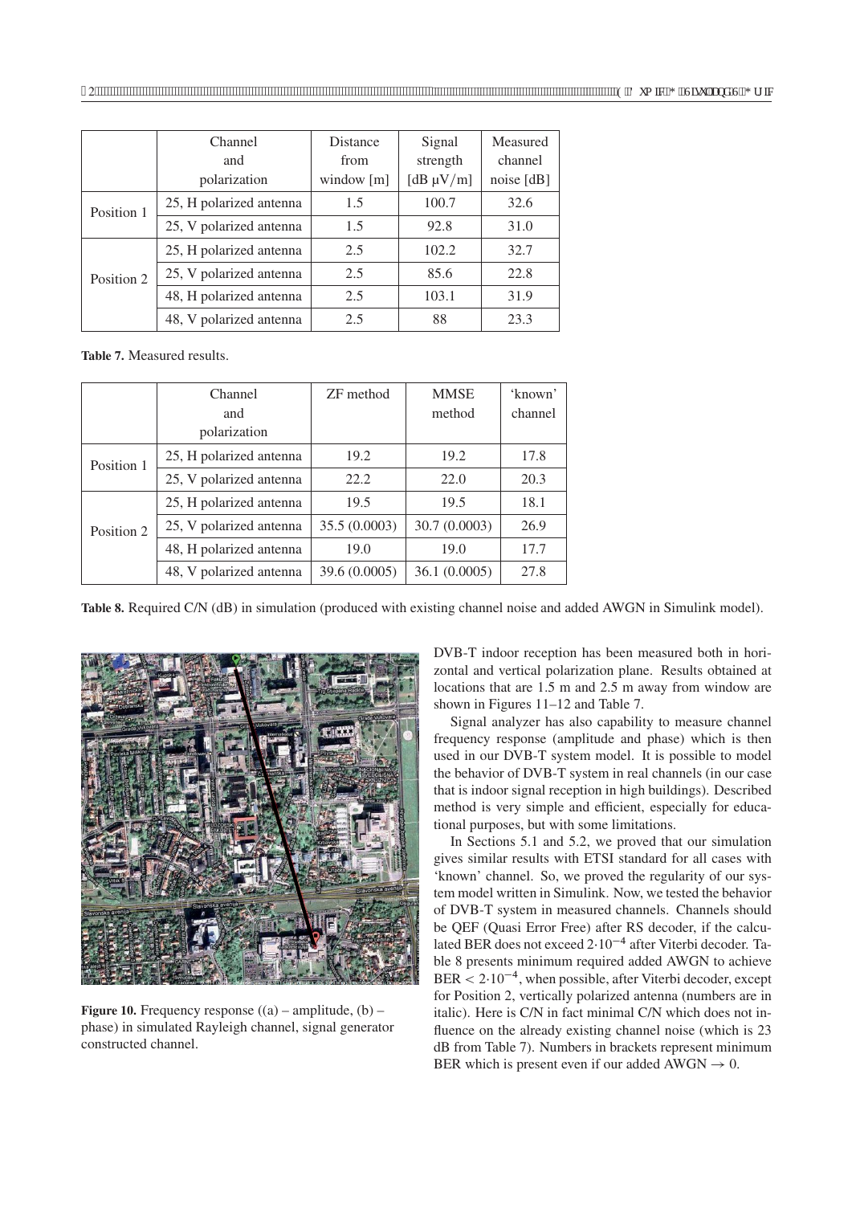|  | Channel and polarization | Distance from window [m] | Signal strength [dB μV/m] | Measured channel noise [dB] |
|---|---|---|---|---|
| Position 1 | 25, H polarized antenna | 1.5 | 100.7 | 32.6 |
|  | 25, V polarized antenna | 1.5 | 92.8 | 31.0 |
| Position 2 | 25, H polarized antenna | 2.5 | 102.2 | 32.7 |
|  | 25, V polarized antenna | 2.5 | 85.6 | 22.8 |
|  | 48, H polarized antenna | 2.5 | 103.1 | 31.9 |
|  | 48, V polarized antenna | 2.5 | 88 | 23.3 |

**Table 7.** Measured results.

|  | Channel and polarization | ZF method | MMSE method | 'known' channel |
|---|---|---|---|---|
| Position 1 | 25, H polarized antenna | 19.2 | 19.2 | 17.8 |
|  | 25, V polarized antenna | 22.2 | 22.0 | 20.3 |
| Position 2 | 25, H polarized antenna | 19.5 | 19.5 | 18.1 |
|  | 25, V polarized antenna | 35.5 (0.0003) | 30.7 (0.0003) | 26.9 |
|  | 48, H polarized antenna | 19.0 | 19.0 | 17.7 |
|  | 48, V polarized antenna | 39.6 (0.0005) | 36.1 (0.0005) | 27.8 |

**Table 8.** Required C/N (dB) in simulation (produced with existing channel noise and added AWGN in Simulink model).

**Figure 10.** Frequency response ((a) – amplitude, (b) – phase) in simulated Rayleigh channel, signal generator constructed channel.

DVB-T indoor reception has been measured both in horizontal and vertical polarization plane. Results obtained at locations that are 1.5 m and 2.5 m away from window are shown in Figures 11–12 and Table 7.

Signal analyzer has also capability to measure channel frequency response (amplitude and phase) which is then used in our DVB-T system model. It is possible to model the behavior of DVB-T system in real channels (in our case that is indoor signal reception in high buildings). Described method is very simple and efficient, especially for educational purposes, but with some limitations.

In Sections 5.1 and 5.2, we proved that our simulation gives similar results with ETSI standard for all cases with 'known' channel. So, we proved the regularity of our system model written in Simulink. Now, we tested the behavior of DVB-T system in measured channels. Channels should be QEF (Quasi Error Free) after RS decoder, if the calculated BER does not exceed $2{\cdot}10^{-4}$ after Viterbi decoder. Table 8 presents minimum required added AWGN to achieve BER $< 2{\cdot}10^{-4}$, when possible, after Viterbi decoder, except for Position 2, vertically polarized antenna (numbers are in italic). Here is C/N in fact minimal C/N which does not influence on the already existing channel noise (which is 23 dB from Table 7). Numbers in brackets represent minimum BER which is present even if our added AWGN $\rightarrow 0$.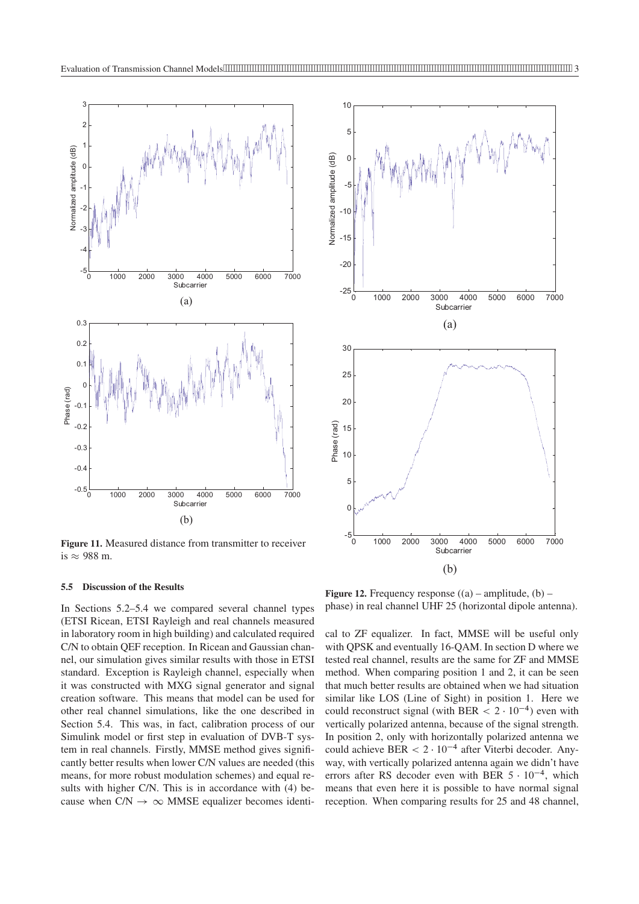Figure 11. Measured distance from transmitter to receiver is ≈ 988 m.

Figure 12. Frequency response ((a) – amplitude, (b) – phase) in real channel UHF 25 (horizontal dipole antenna).

### 5.5 Discussion of the Results

In Sections 5.2–5.4 we compared several channel types (ETSI Ricean, ETSI Rayleigh and real channels measured in laboratory room in high building) and calculated required C/N to obtain QEF reception. In Ricean and Gaussian channel, our simulation gives similar results with those in ETSI standard. Exception is Rayleigh channel, especially when it was constructed with MXG signal generator and signal creation software. This means that model can be used for other real channel simulations, like the one described in Section 5.4. This was, in fact, calibration process of our Simulink model or first step in evaluation of DVB-T system in real channels. Firstly, MMSE method gives significantly better results when lower C/N values are needed (this means, for more robust modulation schemes) and equal results with higher C/N. This is in accordance with (4) because when C/N $\rightarrow \infty$ MMSE equalizer becomes identical to ZF equalizer. In fact, MMSE will be useful only with QPSK and eventually 16-QAM. In section D where we tested real channel, results are the same for ZF and MMSE method. When comparing position 1 and 2, it can be seen that much better results are obtained when we had situation similar like LOS (Line of Sight) in position 1. Here we could reconstruct signal (with BER $< 2 \cdot 10^{-4}$) even with vertically polarized antenna, because of the signal strength. In position 2, only with horizontally polarized antenna we could achieve BER $< 2 \cdot 10^{-4}$ after Viterbi decoder. Anyway, with vertically polarized antenna again we didn't have errors after RS decoder even with BER $5 \cdot 10^{-4}$, which means that even here it is possible to have normal signal reception. When comparing results for 25 and 48 channel,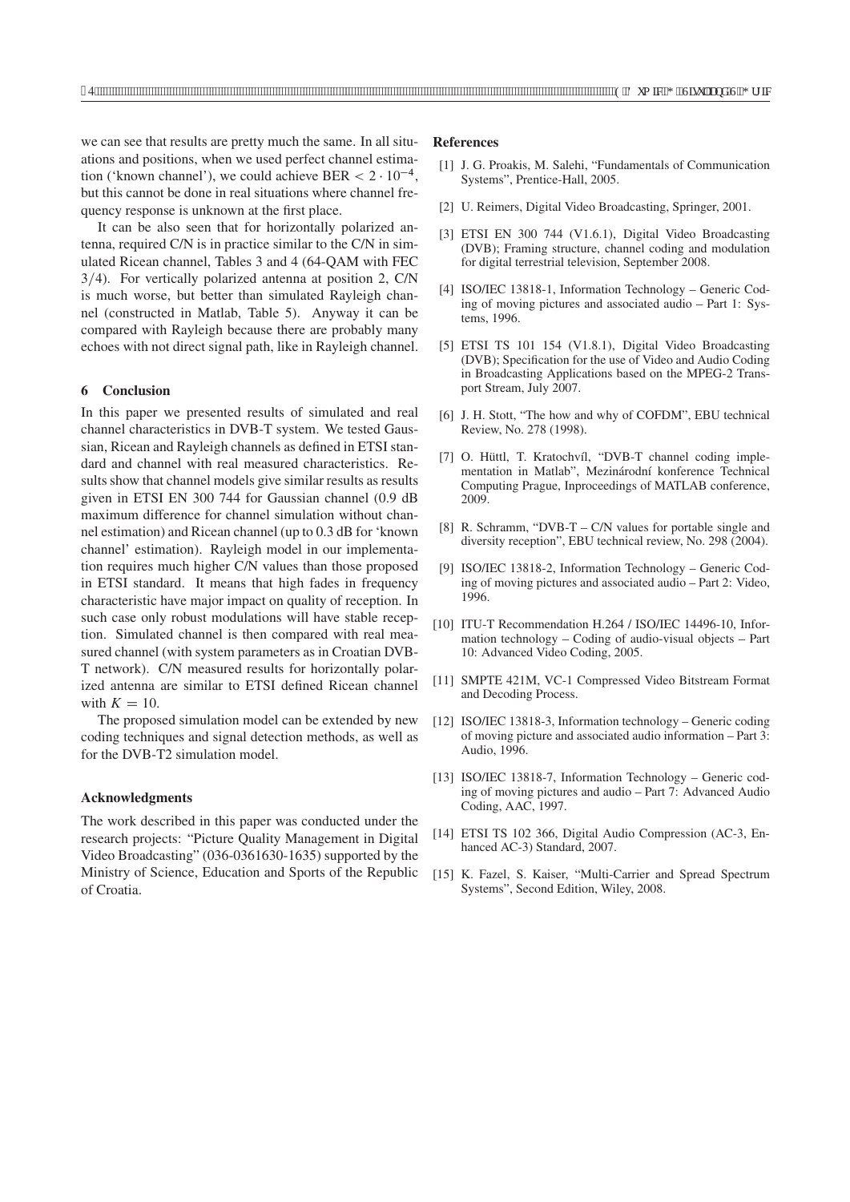we can see that results are pretty much the same. In all situations and positions, when we used perfect channel estimation ('known channel'), we could achieve BER $< 2 \cdot 10^{-4}$, but this cannot be done in real situations where channel frequency response is unknown at the first place.

It can be also seen that for horizontally polarized antenna, required C/N is in practice similar to the C/N in simulated Ricean channel, Tables 3 and 4 (64-QAM with FEC $3/4$). For vertically polarized antenna at position 2, C/N is much worse, but better than simulated Rayleigh channel (constructed in Matlab, Table 5). Anyway it can be compared with Rayleigh because there are probably many echoes with not direct signal path, like in Rayleigh channel.

## 6 Conclusion

In this paper we presented results of simulated and real channel characteristics in DVB-T system. We tested Gaussian, Ricean and Rayleigh channels as defined in ETSI standard and channel with real measured characteristics. Results show that channel models give similar results as results given in ETSI EN 300 744 for Gaussian channel (0.9 dB maximum difference for channel simulation without channel estimation) and Ricean channel (up to 0.3 dB for 'known channel' estimation). Rayleigh model in our implementation requires much higher C/N values than those proposed in ETSI standard. It means that high fades in frequency characteristic have major impact on quality of reception. In such case only robust modulations will have stable reception. Simulated channel is then compared with real measured channel (with system parameters as in Croatian DVB-T network). C/N measured results for horizontally polarized antenna are similar to ETSI defined Ricean channel with $K = 10$.

The proposed simulation model can be extended by new coding techniques and signal detection methods, as well as for the DVB-T2 simulation model.

### Acknowledgments

The work described in this paper was conducted under the research projects: "Picture Quality Management in Digital Video Broadcasting" (036-0361630-1635) supported by the Ministry of Science, Education and Sports of the Republic of Croatia.

### References

[1] J. G. Proakis, M. Salehi, "Fundamentals of Communication Systems", Prentice-Hall, 2005.

[2] U. Reimers, Digital Video Broadcasting, Springer, 2001.

[3] ETSI EN 300 744 (V1.6.1), Digital Video Broadcasting (DVB); Framing structure, channel coding and modulation for digital terrestrial television, September 2008.

[4] ISO/IEC 13818-1, Information Technology – Generic Coding of moving pictures and associated audio – Part 1: Systems, 1996.

[5] ETSI TS 101 154 (V1.8.1), Digital Video Broadcasting (DVB); Specification for the use of Video and Audio Coding in Broadcasting Applications based on the MPEG-2 Transport Stream, July 2007.

[6] J. H. Stott, "The how and why of COFDM", EBU technical Review, No. 278 (1998).

[7] O. Hüttl, T. Kratochvíl, "DVB-T channel coding implementation in Matlab", Mezinárodní konference Technical Computing Prague, Inproceedings of MATLAB conference, 2009.

[8] R. Schramm, "DVB-T – C/N values for portable single and diversity reception", EBU technical review, No. 298 (2004).

[9] ISO/IEC 13818-2, Information Technology – Generic Coding of moving pictures and associated audio – Part 2: Video, 1996.

[10] ITU-T Recommendation H.264 / ISO/IEC 14496-10, Information technology – Coding of audio-visual objects – Part 10: Advanced Video Coding, 2005.

[11] SMPTE 421M, VC-1 Compressed Video Bitstream Format and Decoding Process.

[12] ISO/IEC 13818-3, Information technology – Generic coding of moving picture and associated audio information – Part 3: Audio, 1996.

[13] ISO/IEC 13818-7, Information Technology – Generic coding of moving pictures and audio – Part 7: Advanced Audio Coding, AAC, 1997.

[14] ETSI TS 102 366, Digital Audio Compression (AC-3, Enhanced AC-3) Standard, 2007.

[15] K. Fazel, S. Kaiser, "Multi-Carrier and Spread Spectrum Systems", Second Edition, Wiley, 2008.